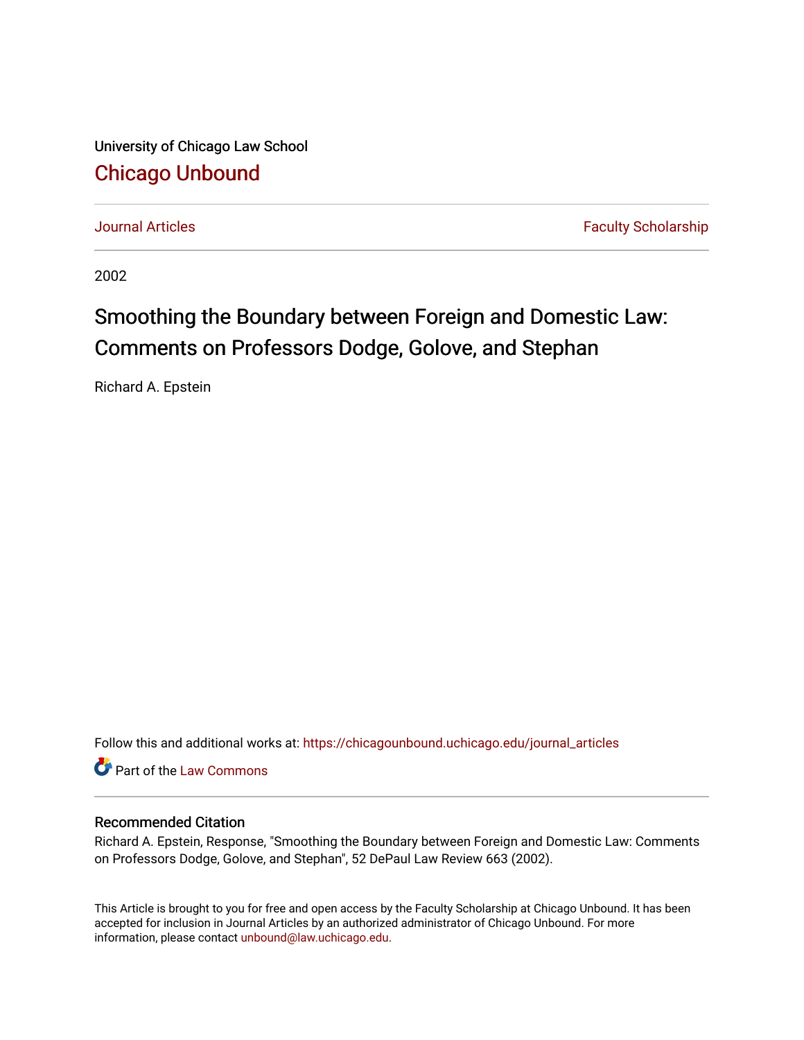University of Chicago Law School

[Chicago Unbound](https://chicagounbound.uchicago.edu/)

Journal Articles | Faculty Scholarship

2002

# Smoothing the Boundary between Foreign and Domestic Law: Comments on Professors Dodge, Golove, and Stephan

Richard A. Epstein

Follow this and additional works at: https://chicagounbound.uchicago.edu/journal_articles

Part of the Law Commons

## Recommended Citation

Richard A. Epstein, Response, "Smoothing the Boundary between Foreign and Domestic Law: Comments on Professors Dodge, Golove, and Stephan", 52 DePaul Law Review 663 (2002).

This Article is brought to you for free and open access by the Faculty Scholarship at Chicago Unbound. It has been accepted for inclusion in Journal Articles by an authorized administrator of Chicago Unbound. For more information, please contact unbound@law.uchicago.edu.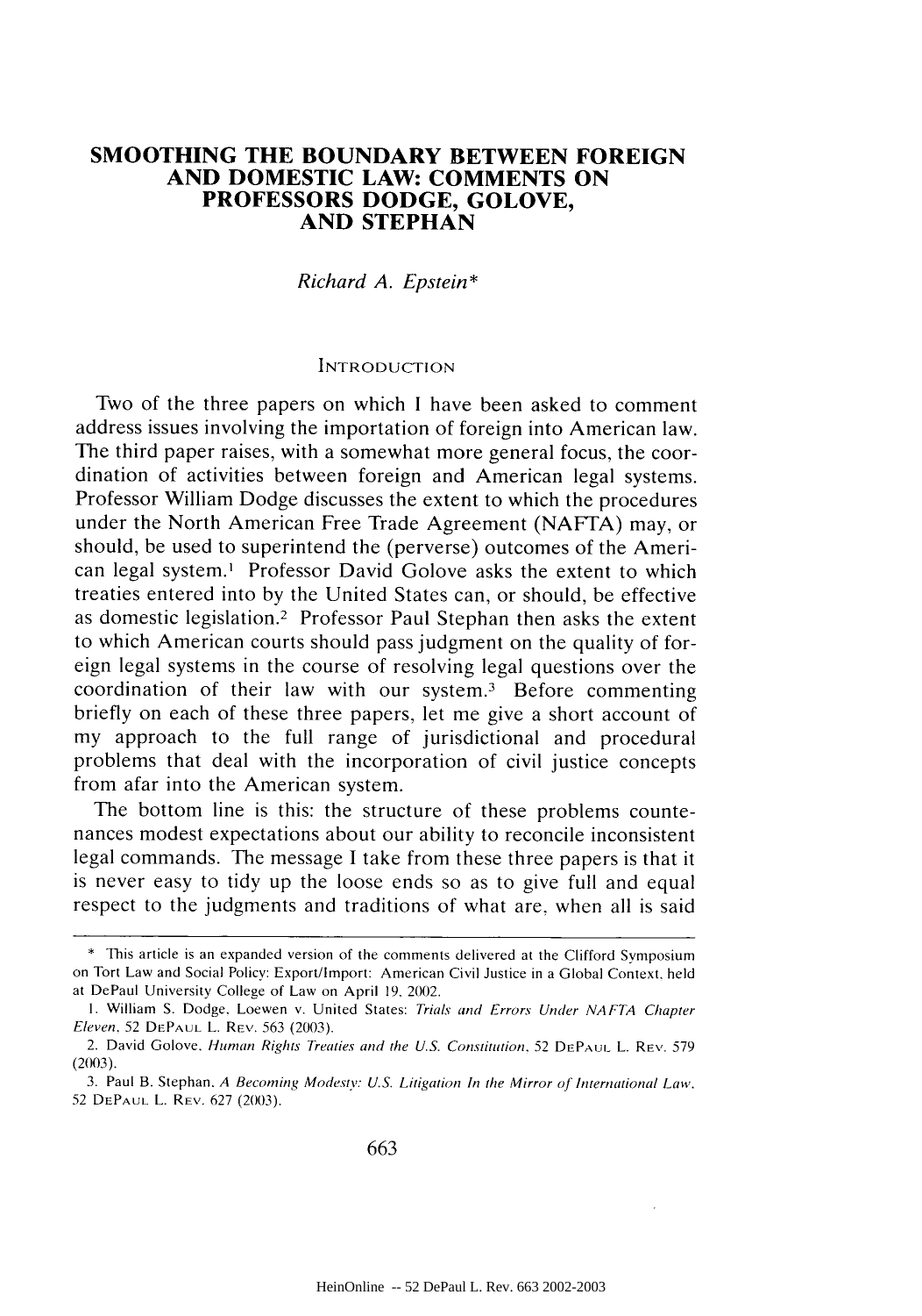# SMOOTHING THE BOUNDARY BETWEEN FOREIGN AND DOMESTIC LAW: COMMENTS ON PROFESSORS DODGE, GOLOVE, AND STEPHAN

*Richard A. Epstein**

## INTRODUCTION

Two of the three papers on which I have been asked to comment address issues involving the importation of foreign into American law. The third paper raises, with a somewhat more general focus, the coordination of activities between foreign and American legal systems. Professor William Dodge discusses the extent to which the procedures under the North American Free Trade Agreement (NAFTA) may, or should, be used to superintend the (perverse) outcomes of the American legal system.[1] Professor David Golove asks the extent to which treaties entered into by the United States can, or should, be effective as domestic legislation.[2] Professor Paul Stephan then asks the extent to which American courts should pass judgment on the quality of foreign legal systems in the course of resolving legal questions over the coordination of their law with our system.[3] Before commenting briefly on each of these three papers, let me give a short account of my approach to the full range of jurisdictional and procedural problems that deal with the incorporation of civil justice concepts from afar into the American system.

The bottom line is this: the structure of these problems countenances modest expectations about our ability to reconcile inconsistent legal commands. The message I take from these three papers is that it is never easy to tidy up the loose ends so as to give full and equal respect to the judgments and traditions of what are, when all is said

---

\* This article is an expanded version of the comments delivered at the Clifford Symposium on Tort Law and Social Policy: Export/Import: American Civil Justice in a Global Context, held at DePaul University College of Law on April 19, 2002.

1. William S. Dodge, Loewen v. United States: *Trials and Errors Under NAFTA Chapter Eleven*, 52 DEPAUL L. REV. 563 (2003).

2. David Golove, *Human Rights Treaties and the U.S. Constitution*, 52 DEPAUL L. REV. 579 (2003).

3. Paul B. Stephan, *A Becoming Modesty: U.S. Litigation In the Mirror of International Law*, 52 DEPAUL L. REV. 627 (2003).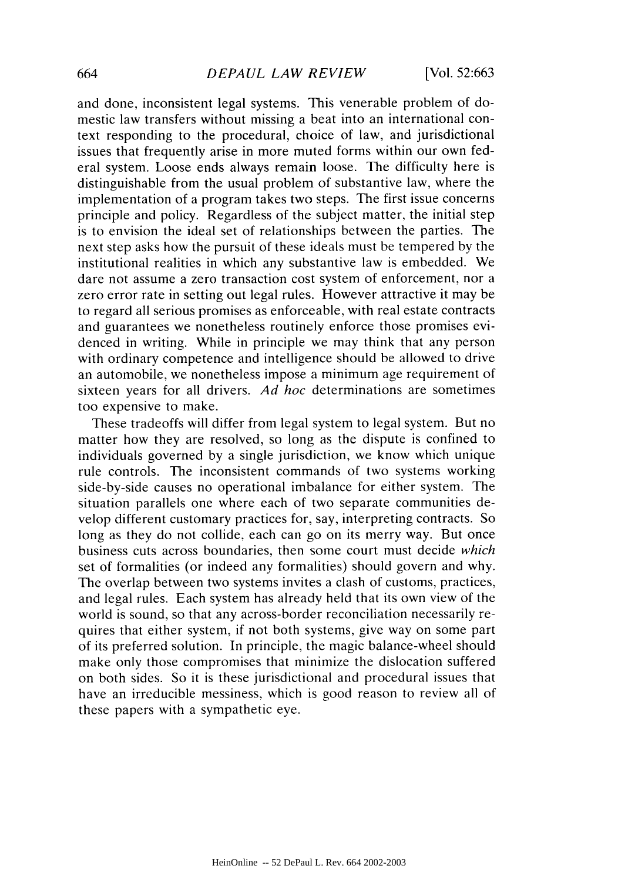and done, inconsistent legal systems. This venerable problem of domestic law transfers without missing a beat into an international context responding to the procedural, choice of law, and jurisdictional issues that frequently arise in more muted forms within our own federal system. Loose ends always remain loose. The difficulty here is distinguishable from the usual problem of substantive law, where the implementation of a program takes two steps. The first issue concerns principle and policy. Regardless of the subject matter, the initial step is to envision the ideal set of relationships between the parties. The next step asks how the pursuit of these ideals must be tempered by the institutional realities in which any substantive law is embedded. We dare not assume a zero transaction cost system of enforcement, nor a zero error rate in setting out legal rules. However attractive it may be to regard all serious promises as enforceable, with real estate contracts and guarantees we nonetheless routinely enforce those promises evidenced in writing. While in principle we may think that any person with ordinary competence and intelligence should be allowed to drive an automobile, we nonetheless impose a minimum age requirement of sixteen years for all drivers. *Ad hoc* determinations are sometimes too expensive to make.

These tradeoffs will differ from legal system to legal system. But no matter how they are resolved, so long as the dispute is confined to individuals governed by a single jurisdiction, we know which unique rule controls. The inconsistent commands of two systems working side-by-side causes no operational imbalance for either system. The situation parallels one where each of two separate communities develop different customary practices for, say, interpreting contracts. So long as they do not collide, each can go on its merry way. But once business cuts across boundaries, then some court must decide *which* set of formalities (or indeed any formalities) should govern and why. The overlap between two systems invites a clash of customs, practices, and legal rules. Each system has already held that its own view of the world is sound, so that any across-border reconciliation necessarily requires that either system, if not both systems, give way on some part of its preferred solution. In principle, the magic balance-wheel should make only those compromises that minimize the dislocation suffered on both sides. So it is these jurisdictional and procedural issues that have an irreducible messiness, which is good reason to review all of these papers with a sympathetic eye.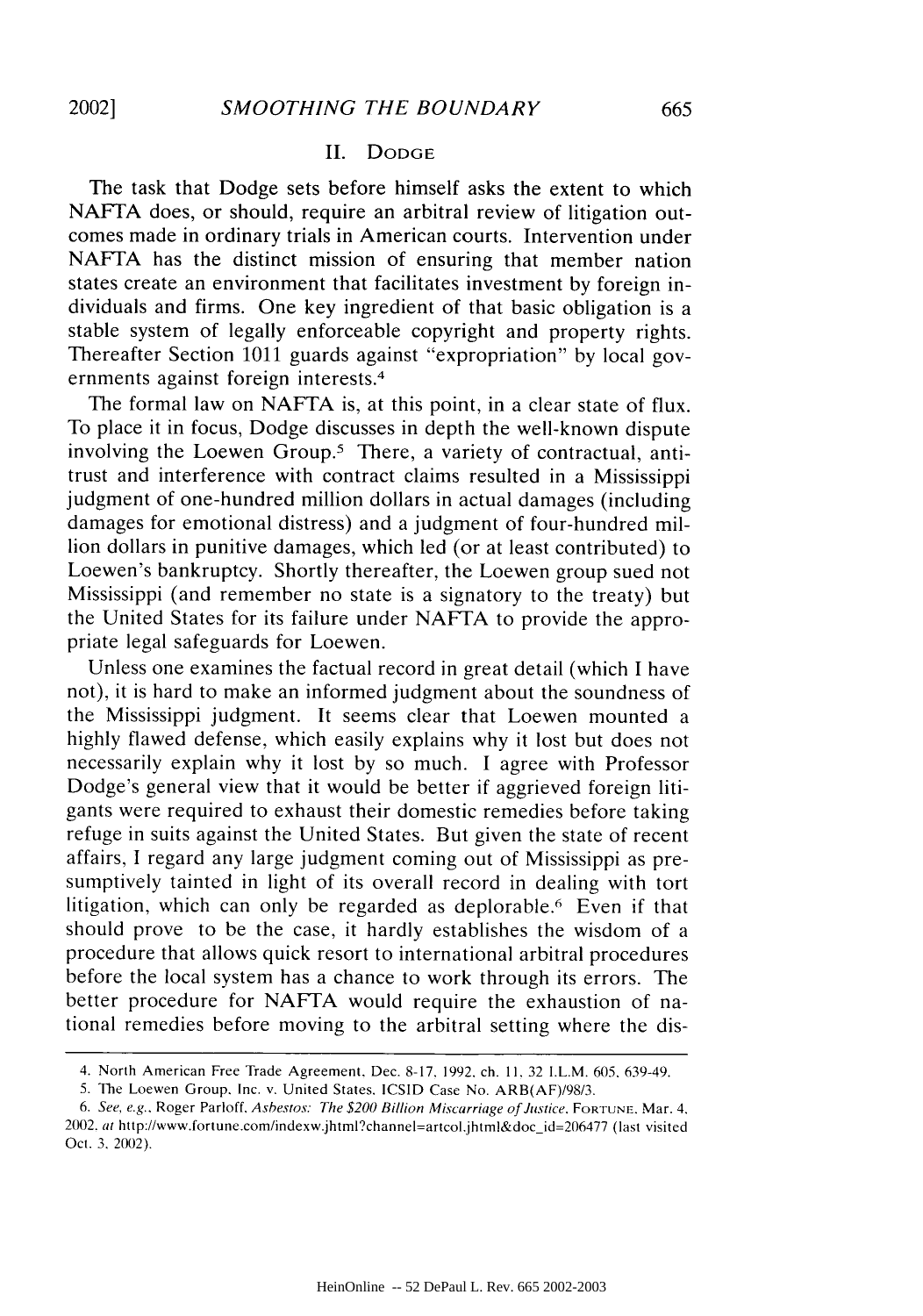## II. Dodge

The task that Dodge sets before himself asks the extent to which NAFTA does, or should, require an arbitral review of litigation outcomes made in ordinary trials in American courts. Intervention under NAFTA has the distinct mission of ensuring that member nation states create an environment that facilitates investment by foreign individuals and firms. One key ingredient of that basic obligation is a stable system of legally enforceable copyright and property rights. Thereafter Section 1011 guards against "expropriation" by local governments against foreign interests.[4]

The formal law on NAFTA is, at this point, in a clear state of flux. To place it in focus, Dodge discusses in depth the well-known dispute involving the Loewen Group.[5] There, a variety of contractual, antitrust and interference with contract claims resulted in a Mississippi judgment of one-hundred million dollars in actual damages (including damages for emotional distress) and a judgment of four-hundred million dollars in punitive damages, which led (or at least contributed) to Loewen's bankruptcy. Shortly thereafter, the Loewen group sued not Mississippi (and remember no state is a signatory to the treaty) but the United States for its failure under NAFTA to provide the appropriate legal safeguards for Loewen.

Unless one examines the factual record in great detail (which I have not), it is hard to make an informed judgment about the soundness of the Mississippi judgment. It seems clear that Loewen mounted a highly flawed defense, which easily explains why it lost but does not necessarily explain why it lost by so much. I agree with Professor Dodge's general view that it would be better if aggrieved foreign litigants were required to exhaust their domestic remedies before taking refuge in suits against the United States. But given the state of recent affairs, I regard any large judgment coming out of Mississippi as presumptively tainted in light of its overall record in dealing with tort litigation, which can only be regarded as deplorable.[6] Even if that should prove to be the case, it hardly establishes the wisdom of a procedure that allows quick resort to international arbitral procedures before the local system has a chance to work through its errors. The better procedure for NAFTA would require the exhaustion of national remedies before moving to the arbitral setting where the dis-

---

4. North American Free Trade Agreement, Dec. 8-17, 1992, ch. 11, 32 I.L.M. 605, 639-49.

5. The Loewen Group, Inc. v. United States, ICSID Case No. ARB(AF)/98/3.

6. *See, e.g.*, Roger Parloff, *Asbestos: The $200 Billion Miscarriage of Justice*, FORTUNE, Mar. 4, 2002, *at* http://www.fortune.com/indexw.jhtml?channel=artcol.jhtml&doc_id=206477 (last visited Oct. 3, 2002).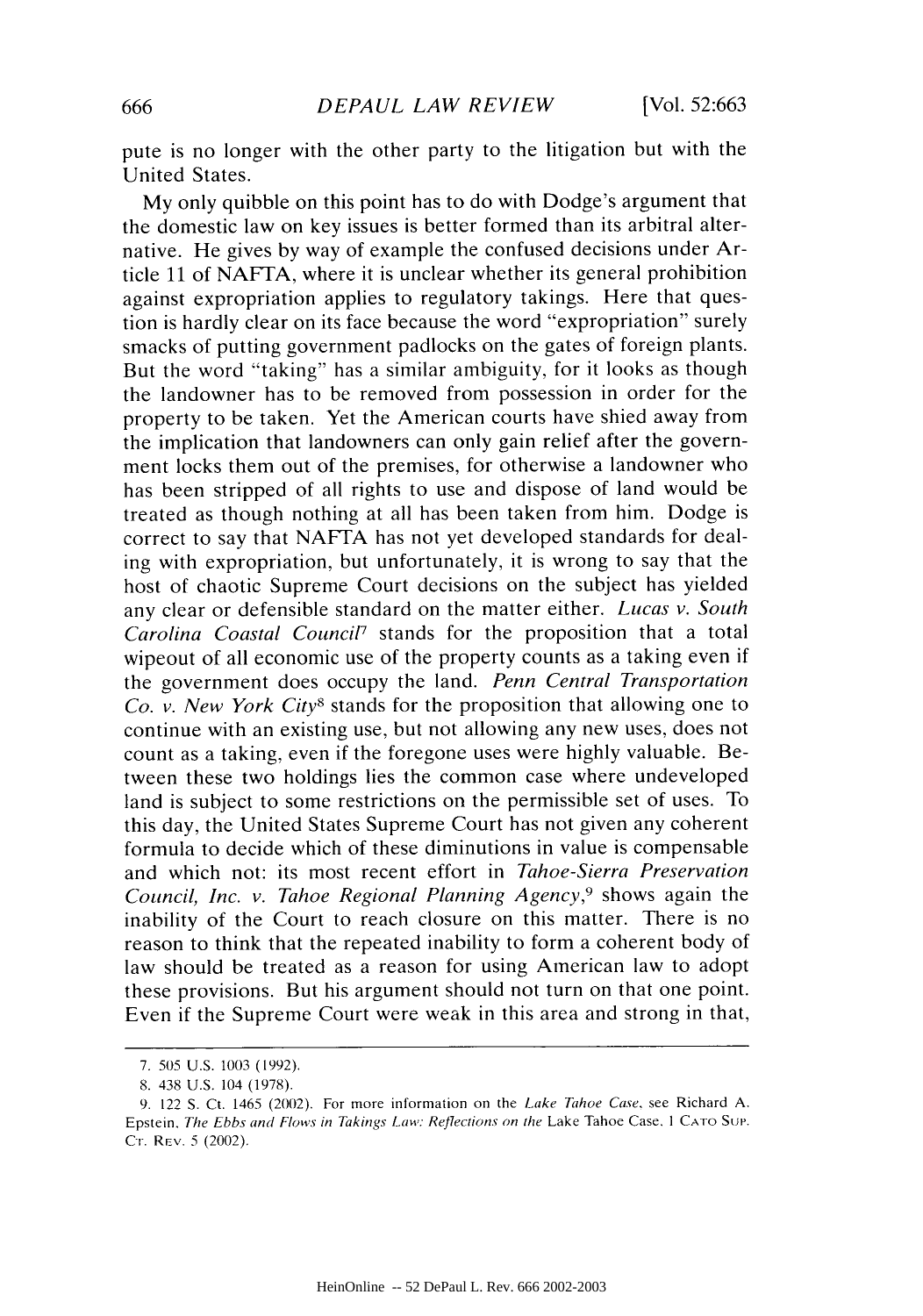pute is no longer with the other party to the litigation but with the United States.

My only quibble on this point has to do with Dodge's argument that the domestic law on key issues is better formed than its arbitral alternative. He gives by way of example the confused decisions under Article 11 of NAFTA, where it is unclear whether its general prohibition against expropriation applies to regulatory takings. Here that question is hardly clear on its face because the word "expropriation" surely smacks of putting government padlocks on the gates of foreign plants. But the word "taking" has a similar ambiguity, for it looks as though the landowner has to be removed from possession in order for the property to be taken. Yet the American courts have shied away from the implication that landowners can only gain relief after the government locks them out of the premises, for otherwise a landowner who has been stripped of all rights to use and dispose of land would be treated as though nothing at all has been taken from him. Dodge is correct to say that NAFTA has not yet developed standards for dealing with expropriation, but unfortunately, it is wrong to say that the host of chaotic Supreme Court decisions on the subject has yielded any clear or defensible standard on the matter either. *Lucas v. South Carolina Coastal Council*[7] stands for the proposition that a total wipeout of all economic use of the property counts as a taking even if the government does occupy the land. *Penn Central Transportation Co. v. New York City*[8] stands for the proposition that allowing one to continue with an existing use, but not allowing any new uses, does not count as a taking, even if the foregone uses were highly valuable. Between these two holdings lies the common case where undeveloped land is subject to some restrictions on the permissible set of uses. To this day, the United States Supreme Court has not given any coherent formula to decide which of these diminutions in value is compensable and which not: its most recent effort in *Tahoe-Sierra Preservation Council, Inc. v. Tahoe Regional Planning Agency*,[9] shows again the inability of the Court to reach closure on this matter. There is no reason to think that the repeated inability to form a coherent body of law should be treated as a reason for using American law to adopt these provisions. But his argument should not turn on that one point. Even if the Supreme Court were weak in this area and strong in that,

---

7. 505 U.S. 1003 (1992).

8. 438 U.S. 104 (1978).

9. 122 S. Ct. 1465 (2002). For more information on the *Lake Tahoe Case*, see Richard A. Epstein, *The Ebbs and Flows in Takings Law: Reflections on the* Lake Tahoe Case, 1 CATO SUP. CT. REV. 5 (2002).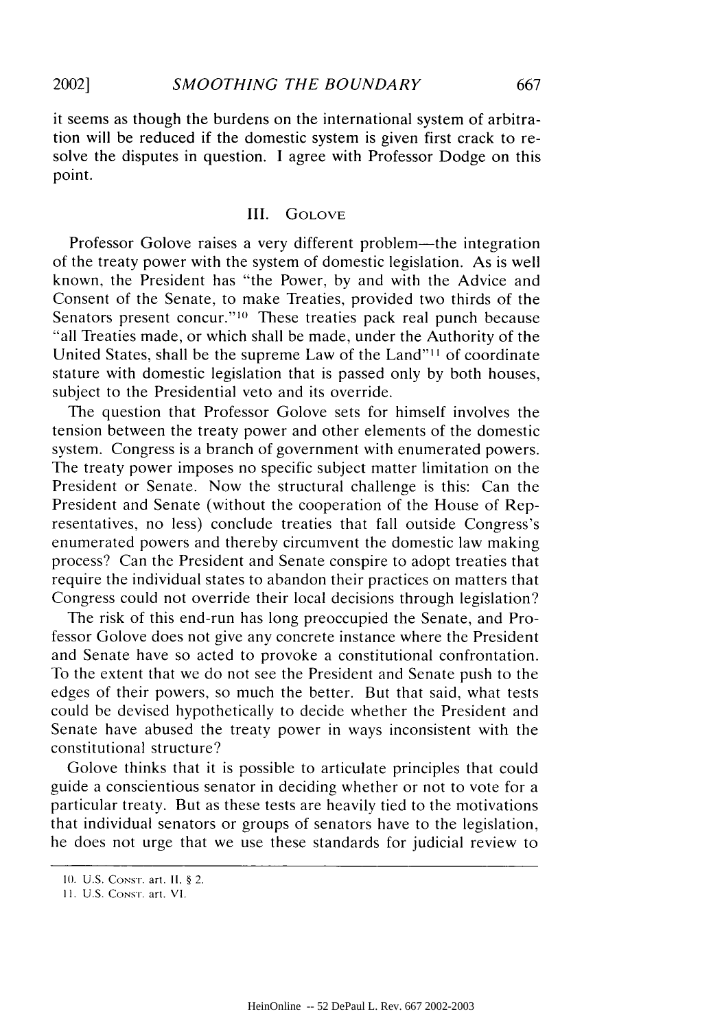it seems as though the burdens on the international system of arbitration will be reduced if the domestic system is given first crack to resolve the disputes in question. I agree with Professor Dodge on this point.

### III. Golove

Professor Golove raises a very different problem—the integration of the treaty power with the system of domestic legislation. As is well known, the President has "the Power, by and with the Advice and Consent of the Senate, to make Treaties, provided two thirds of the Senators present concur."[10] These treaties pack real punch because "all Treaties made, or which shall be made, under the Authority of the United States, shall be the supreme Law of the Land"[11] of coordinate stature with domestic legislation that is passed only by both houses, subject to the Presidential veto and its override.

The question that Professor Golove sets for himself involves the tension between the treaty power and other elements of the domestic system. Congress is a branch of government with enumerated powers. The treaty power imposes no specific subject matter limitation on the President or Senate. Now the structural challenge is this: Can the President and Senate (without the cooperation of the House of Representatives, no less) conclude treaties that fall outside Congress's enumerated powers and thereby circumvent the domestic law making process? Can the President and Senate conspire to adopt treaties that require the individual states to abandon their practices on matters that Congress could not override their local decisions through legislation?

The risk of this end-run has long preoccupied the Senate, and Professor Golove does not give any concrete instance where the President and Senate have so acted to provoke a constitutional confrontation. To the extent that we do not see the President and Senate push to the edges of their powers, so much the better. But that said, what tests could be devised hypothetically to decide whether the President and Senate have abused the treaty power in ways inconsistent with the constitutional structure?

Golove thinks that it is possible to articulate principles that could guide a conscientious senator in deciding whether or not to vote for a particular treaty. But as these tests are heavily tied to the motivations that individual senators or groups of senators have to the legislation, he does not urge that we use these standards for judicial review to

---

10. U.S. Const. art. II, § 2.

11. U.S. Const. art. VI.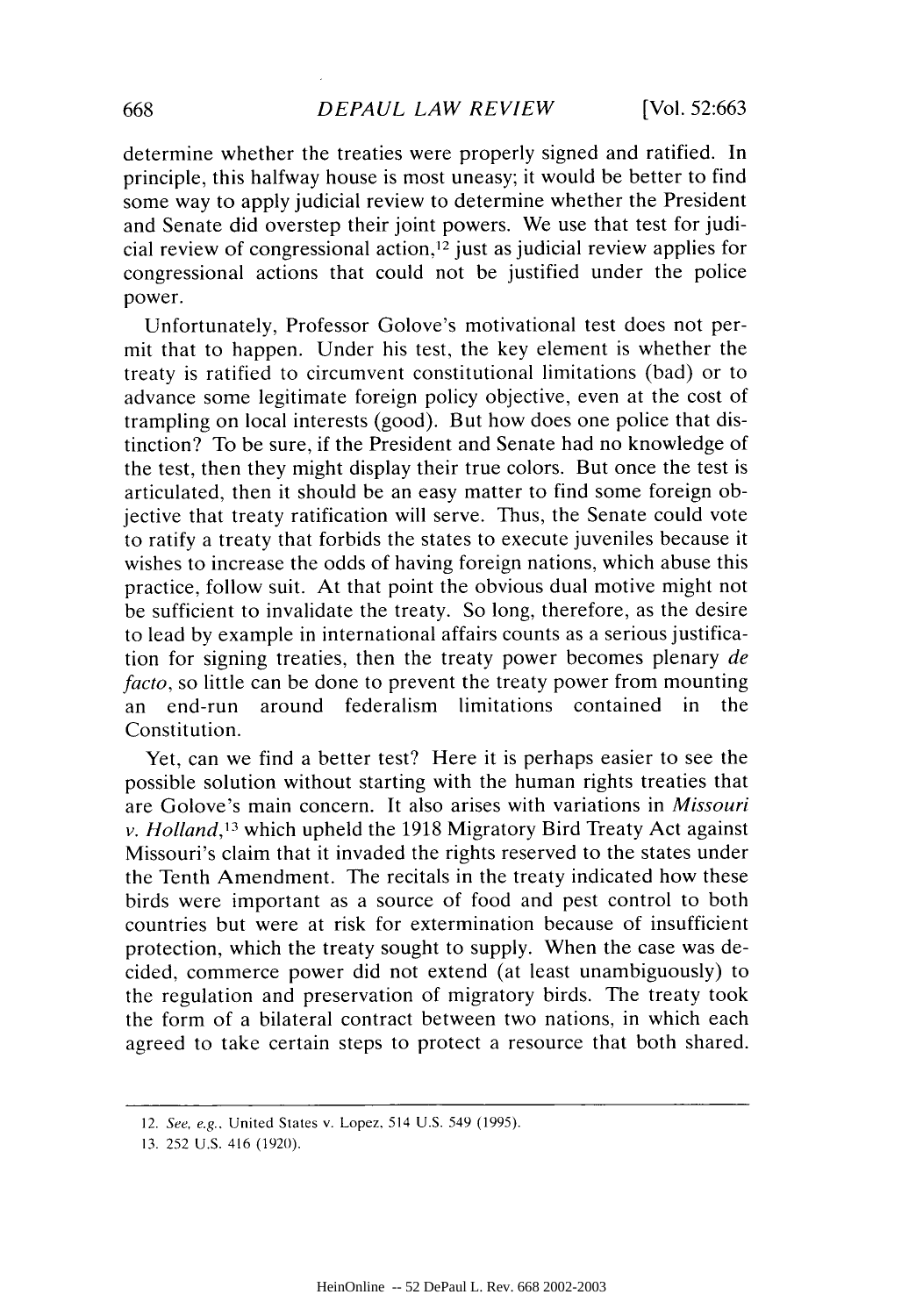determine whether the treaties were properly signed and ratified. In principle, this halfway house is most uneasy; it would be better to find some way to apply judicial review to determine whether the President and Senate did overstep their joint powers. We use that test for judicial review of congressional action,[12] just as judicial review applies for congressional actions that could not be justified under the police power.

Unfortunately, Professor Golove's motivational test does not permit that to happen. Under his test, the key element is whether the treaty is ratified to circumvent constitutional limitations (bad) or to advance some legitimate foreign policy objective, even at the cost of trampling on local interests (good). But how does one police that distinction? To be sure, if the President and Senate had no knowledge of the test, then they might display their true colors. But once the test is articulated, then it should be an easy matter to find some foreign objective that treaty ratification will serve. Thus, the Senate could vote to ratify a treaty that forbids the states to execute juveniles because it wishes to increase the odds of having foreign nations, which abuse this practice, follow suit. At that point the obvious dual motive might not be sufficient to invalidate the treaty. So long, therefore, as the desire to lead by example in international affairs counts as a serious justification for signing treaties, then the treaty power becomes plenary *de facto*, so little can be done to prevent the treaty power from mounting an end-run around federalism limitations contained in the Constitution.

Yet, can we find a better test? Here it is perhaps easier to see the possible solution without starting with the human rights treaties that are Golove's main concern. It also arises with variations in *Missouri v. Holland*,[13] which upheld the 1918 Migratory Bird Treaty Act against Missouri's claim that it invaded the rights reserved to the states under the Tenth Amendment. The recitals in the treaty indicated how these birds were important as a source of food and pest control to both countries but were at risk for extermination because of insufficient protection, which the treaty sought to supply. When the case was decided, commerce power did not extend (at least unambiguously) to the regulation and preservation of migratory birds. The treaty took the form of a bilateral contract between two nations, in which each agreed to take certain steps to protect a resource that both shared.

---

12. *See, e.g.*, United States v. Lopez, 514 U.S. 549 (1995).

13. 252 U.S. 416 (1920).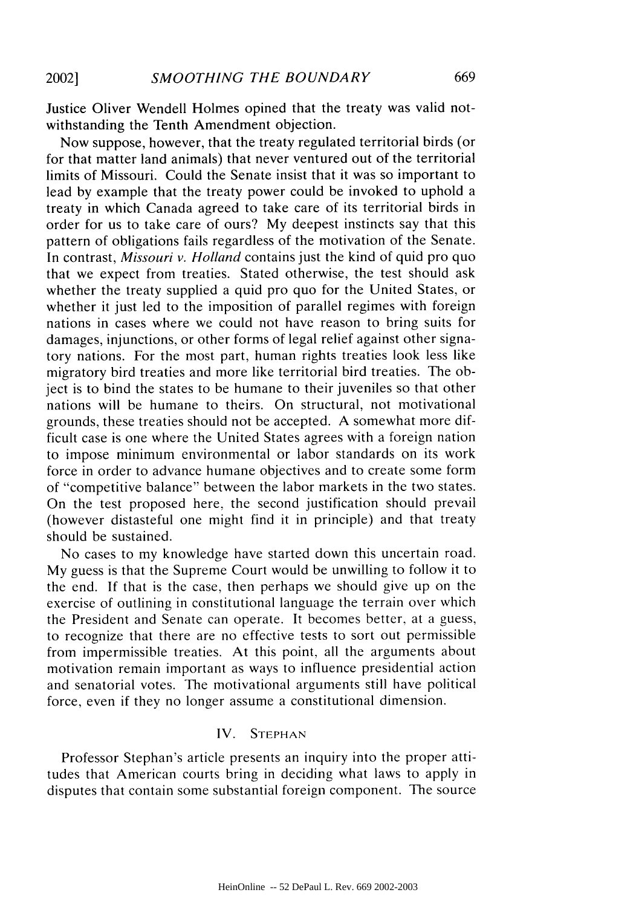Justice Oliver Wendell Holmes opined that the treaty was valid notwithstanding the Tenth Amendment objection.

Now suppose, however, that the treaty regulated territorial birds (or for that matter land animals) that never ventured out of the territorial limits of Missouri. Could the Senate insist that it was so important to lead by example that the treaty power could be invoked to uphold a treaty in which Canada agreed to take care of its territorial birds in order for us to take care of ours? My deepest instincts say that this pattern of obligations fails regardless of the motivation of the Senate. In contrast, *Missouri v. Holland* contains just the kind of quid pro quo that we expect from treaties. Stated otherwise, the test should ask whether the treaty supplied a quid pro quo for the United States, or whether it just led to the imposition of parallel regimes with foreign nations in cases where we could not have reason to bring suits for damages, injunctions, or other forms of legal relief against other signatory nations. For the most part, human rights treaties look less like migratory bird treaties and more like territorial bird treaties. The object is to bind the states to be humane to their juveniles so that other nations will be humane to theirs. On structural, not motivational grounds, these treaties should not be accepted. A somewhat more difficult case is one where the United States agrees with a foreign nation to impose minimum environmental or labor standards on its work force in order to advance humane objectives and to create some form of "competitive balance" between the labor markets in the two states. On the test proposed here, the second justification should prevail (however distasteful one might find it in principle) and that treaty should be sustained.

No cases to my knowledge have started down this uncertain road. My guess is that the Supreme Court would be unwilling to follow it to the end. If that is the case, then perhaps we should give up on the exercise of outlining in constitutional language the terrain over which the President and Senate can operate. It becomes better, at a guess, to recognize that there are no effective tests to sort out permissible from impermissible treaties. At this point, all the arguments about motivation remain important as ways to influence presidential action and senatorial votes. The motivational arguments still have political force, even if they no longer assume a constitutional dimension.

## IV. Stephan

Professor Stephan's article presents an inquiry into the proper attitudes that American courts bring in deciding what laws to apply in disputes that contain some substantial foreign component. The source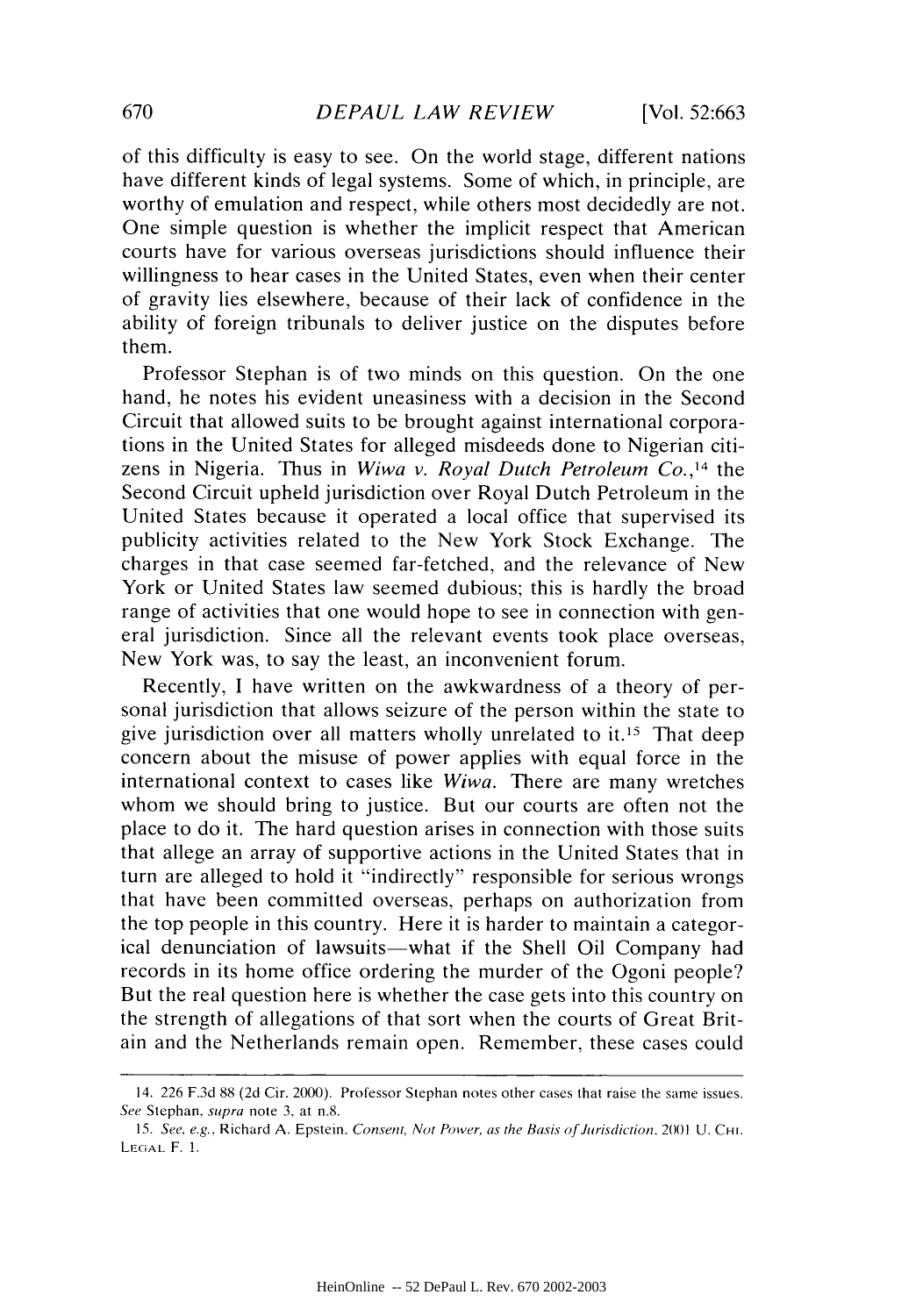of this difficulty is easy to see. On the world stage, different nations have different kinds of legal systems. Some of which, in principle, are worthy of emulation and respect, while others most decidedly are not. One simple question is whether the implicit respect that American courts have for various overseas jurisdictions should influence their willingness to hear cases in the United States, even when their center of gravity lies elsewhere, because of their lack of confidence in the ability of foreign tribunals to deliver justice on the disputes before them.

Professor Stephan is of two minds on this question. On the one hand, he notes his evident uneasiness with a decision in the Second Circuit that allowed suits to be brought against international corporations in the United States for alleged misdeeds done to Nigerian citizens in Nigeria. Thus in *Wiwa v. Royal Dutch Petroleum Co.*,[14] the Second Circuit upheld jurisdiction over Royal Dutch Petroleum in the United States because it operated a local office that supervised its publicity activities related to the New York Stock Exchange. The charges in that case seemed far-fetched, and the relevance of New York or United States law seemed dubious; this is hardly the broad range of activities that one would hope to see in connection with general jurisdiction. Since all the relevant events took place overseas, New York was, to say the least, an inconvenient forum.

Recently, I have written on the awkwardness of a theory of personal jurisdiction that allows seizure of the person within the state to give jurisdiction over all matters wholly unrelated to it.[15] That deep concern about the misuse of power applies with equal force in the international context to cases like *Wiwa*. There are many wretches whom we should bring to justice. But our courts are often not the place to do it. The hard question arises in connection with those suits that allege an array of supportive actions in the United States that in turn are alleged to hold it "indirectly" responsible for serious wrongs that have been committed overseas, perhaps on authorization from the top people in this country. Here it is harder to maintain a categorical denunciation of lawsuits—what if the Shell Oil Company had records in its home office ordering the murder of the Ogoni people? But the real question here is whether the case gets into this country on the strength of allegations of that sort when the courts of Great Britain and the Netherlands remain open. Remember, these cases could

---

14. 226 F.3d 88 (2d Cir. 2000). Professor Stephan notes other cases that raise the same issues. *See* Stephan, *supra* note 3, at n.8.

15. *See, e.g.*, Richard A. Epstein, *Consent, Not Power, as the Basis of Jurisdiction*, 2001 U. CHI. LEGAL F. 1.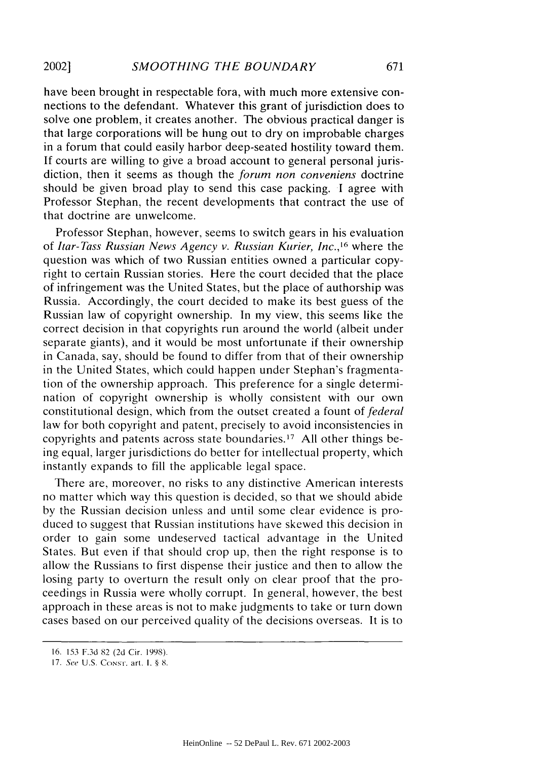have been brought in respectable fora, with much more extensive connections to the defendant. Whatever this grant of jurisdiction does to solve one problem, it creates another. The obvious practical danger is that large corporations will be hung out to dry on improbable charges in a forum that could easily harbor deep-seated hostility toward them. If courts are willing to give a broad account to general personal jurisdiction, then it seems as though the *forum non conveniens* doctrine should be given broad play to send this case packing. I agree with Professor Stephan, the recent developments that contract the use of that doctrine are unwelcome.

Professor Stephan, however, seems to switch gears in his evaluation of *Itar-Tass Russian News Agency v. Russian Kurier, Inc.*,[16] where the question was which of two Russian entities owned a particular copyright to certain Russian stories. Here the court decided that the place of infringement was the United States, but the place of authorship was Russia. Accordingly, the court decided to make its best guess of the Russian law of copyright ownership. In my view, this seems like the correct decision in that copyrights run around the world (albeit under separate giants), and it would be most unfortunate if their ownership in Canada, say, should be found to differ from that of their ownership in the United States, which could happen under Stephan's fragmentation of the ownership approach. This preference for a single determination of copyright ownership is wholly consistent with our own constitutional design, which from the outset created a fount of *federal* law for both copyright and patent, precisely to avoid inconsistencies in copyrights and patents across state boundaries.[17] All other things being equal, larger jurisdictions do better for intellectual property, which instantly expands to fill the applicable legal space.

There are, moreover, no risks to any distinctive American interests no matter which way this question is decided, so that we should abide by the Russian decision unless and until some clear evidence is produced to suggest that Russian institutions have skewed this decision in order to gain some undeserved tactical advantage in the United States. But even if that should crop up, then the right response is to allow the Russians to first dispense their justice and then to allow the losing party to overturn the result only on clear proof that the proceedings in Russia were wholly corrupt. In general, however, the best approach in these areas is not to make judgments to take or turn down cases based on our perceived quality of the decisions overseas. It is to

16. 153 F.3d 82 (2d Cir. 1998).

17. *See* U.S. CONST. art. I, § 8.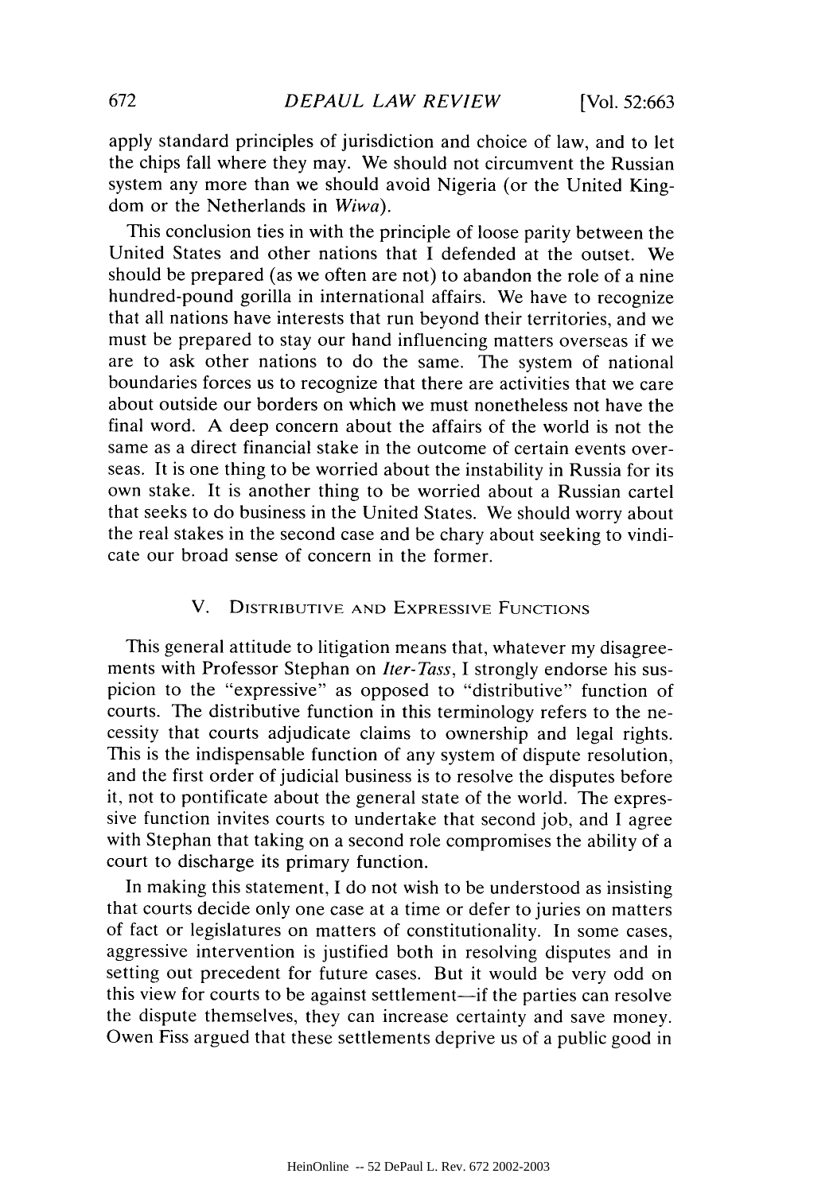apply standard principles of jurisdiction and choice of law, and to let the chips fall where they may. We should not circumvent the Russian system any more than we should avoid Nigeria (or the United Kingdom or the Netherlands in *Wiwa*).

This conclusion ties in with the principle of loose parity between the United States and other nations that I defended at the outset. We should be prepared (as we often are not) to abandon the role of a nine hundred-pound gorilla in international affairs. We have to recognize that all nations have interests that run beyond their territories, and we must be prepared to stay our hand influencing matters overseas if we are to ask other nations to do the same. The system of national boundaries forces us to recognize that there are activities that we care about outside our borders on which we must nonetheless not have the final word. A deep concern about the affairs of the world is not the same as a direct financial stake in the outcome of certain events overseas. It is one thing to be worried about the instability in Russia for its own stake. It is another thing to be worried about a Russian cartel that seeks to do business in the United States. We should worry about the real stakes in the second case and be chary about seeking to vindicate our broad sense of concern in the former.

## V. Distributive and Expressive Functions

This general attitude to litigation means that, whatever my disagreements with Professor Stephan on *Iter-Tass*, I strongly endorse his suspicion to the "expressive" as opposed to "distributive" function of courts. The distributive function in this terminology refers to the necessity that courts adjudicate claims to ownership and legal rights. This is the indispensable function of any system of dispute resolution, and the first order of judicial business is to resolve the disputes before it, not to pontificate about the general state of the world. The expressive function invites courts to undertake that second job, and I agree with Stephan that taking on a second role compromises the ability of a court to discharge its primary function.

In making this statement, I do not wish to be understood as insisting that courts decide only one case at a time or defer to juries on matters of fact or legislatures on matters of constitutionality. In some cases, aggressive intervention is justified both in resolving disputes and in setting out precedent for future cases. But it would be very odd on this view for courts to be against settlement—if the parties can resolve the dispute themselves, they can increase certainty and save money. Owen Fiss argued that these settlements deprive us of a public good in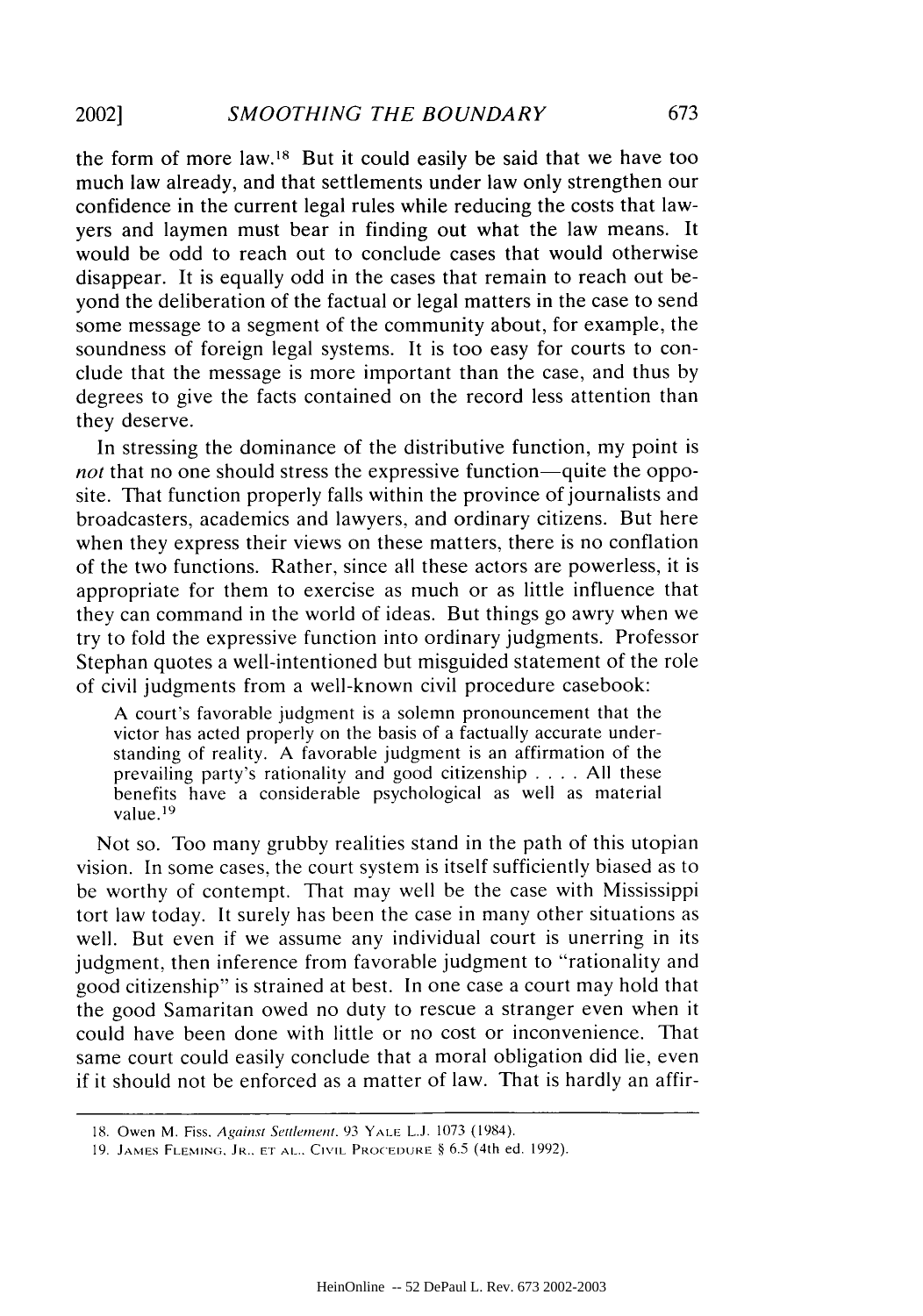the form of more law.[18] But it could easily be said that we have too much law already, and that settlements under law only strengthen our confidence in the current legal rules while reducing the costs that lawyers and laymen must bear in finding out what the law means. It would be odd to reach out to conclude cases that would otherwise disappear. It is equally odd in the cases that remain to reach out beyond the deliberation of the factual or legal matters in the case to send some message to a segment of the community about, for example, the soundness of foreign legal systems. It is too easy for courts to conclude that the message is more important than the case, and thus by degrees to give the facts contained on the record less attention than they deserve.

In stressing the dominance of the distributive function, my point is *not* that no one should stress the expressive function—quite the opposite. That function properly falls within the province of journalists and broadcasters, academics and lawyers, and ordinary citizens. But here when they express their views on these matters, there is no conflation of the two functions. Rather, since all these actors are powerless, it is appropriate for them to exercise as much or as little influence that they can command in the world of ideas. But things go awry when we try to fold the expressive function into ordinary judgments. Professor Stephan quotes a well-intentioned but misguided statement of the role of civil judgments from a well-known civil procedure casebook:

> A court's favorable judgment is a solemn pronouncement that the victor has acted properly on the basis of a factually accurate understanding of reality. A favorable judgment is an affirmation of the prevailing party's rationality and good citizenship . . . . All these benefits have a considerable psychological as well as material value.[19]

Not so. Too many grubby realities stand in the path of this utopian vision. In some cases, the court system is itself sufficiently biased as to be worthy of contempt. That may well be the case with Mississippi tort law today. It surely has been the case in many other situations as well. But even if we assume any individual court is unerring in its judgment, then inference from favorable judgment to "rationality and good citizenship" is strained at best. In one case a court may hold that the good Samaritan owed no duty to rescue a stranger even when it could have been done with little or no cost or inconvenience. That same court could easily conclude that a moral obligation did lie, even if it should not be enforced as a matter of law. That is hardly an affir-

---

18. Owen M. Fiss, *Against Settlement*, 93 YALE L.J. 1073 (1984).

19. JAMES FLEMING, JR., ET AL., CIVIL PROCEDURE § 6.5 (4th ed. 1992).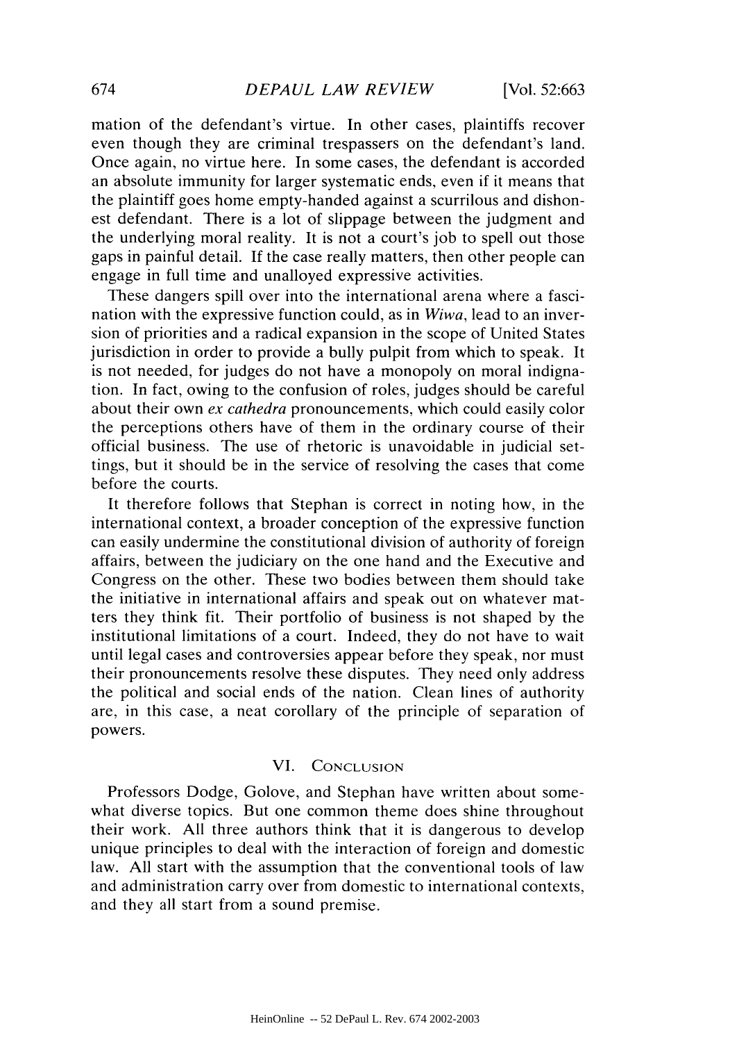mation of the defendant's virtue. In other cases, plaintiffs recover even though they are criminal trespassers on the defendant's land. Once again, no virtue here. In some cases, the defendant is accorded an absolute immunity for larger systematic ends, even if it means that the plaintiff goes home empty-handed against a scurrilous and dishonest defendant. There is a lot of slippage between the judgment and the underlying moral reality. It is not a court's job to spell out those gaps in painful detail. If the case really matters, then other people can engage in full time and unalloyed expressive activities.

These dangers spill over into the international arena where a fascination with the expressive function could, as in *Wiwa*, lead to an inversion of priorities and a radical expansion in the scope of United States jurisdiction in order to provide a bully pulpit from which to speak. It is not needed, for judges do not have a monopoly on moral indignation. In fact, owing to the confusion of roles, judges should be careful about their own *ex cathedra* pronouncements, which could easily color the perceptions others have of them in the ordinary course of their official business. The use of rhetoric is unavoidable in judicial settings, but it should be in the service of resolving the cases that come before the courts.

It therefore follows that Stephan is correct in noting how, in the international context, a broader conception of the expressive function can easily undermine the constitutional division of authority of foreign affairs, between the judiciary on the one hand and the Executive and Congress on the other. These two bodies between them should take the initiative in international affairs and speak out on whatever matters they think fit. Their portfolio of business is not shaped by the institutional limitations of a court. Indeed, they do not have to wait until legal cases and controversies appear before they speak, nor must their pronouncements resolve these disputes. They need only address the political and social ends of the nation. Clean lines of authority are, in this case, a neat corollary of the principle of separation of powers.

## VI. Conclusion

Professors Dodge, Golove, and Stephan have written about somewhat diverse topics. But one common theme does shine throughout their work. All three authors think that it is dangerous to develop unique principles to deal with the interaction of foreign and domestic law. All start with the assumption that the conventional tools of law and administration carry over from domestic to international contexts, and they all start from a sound premise.